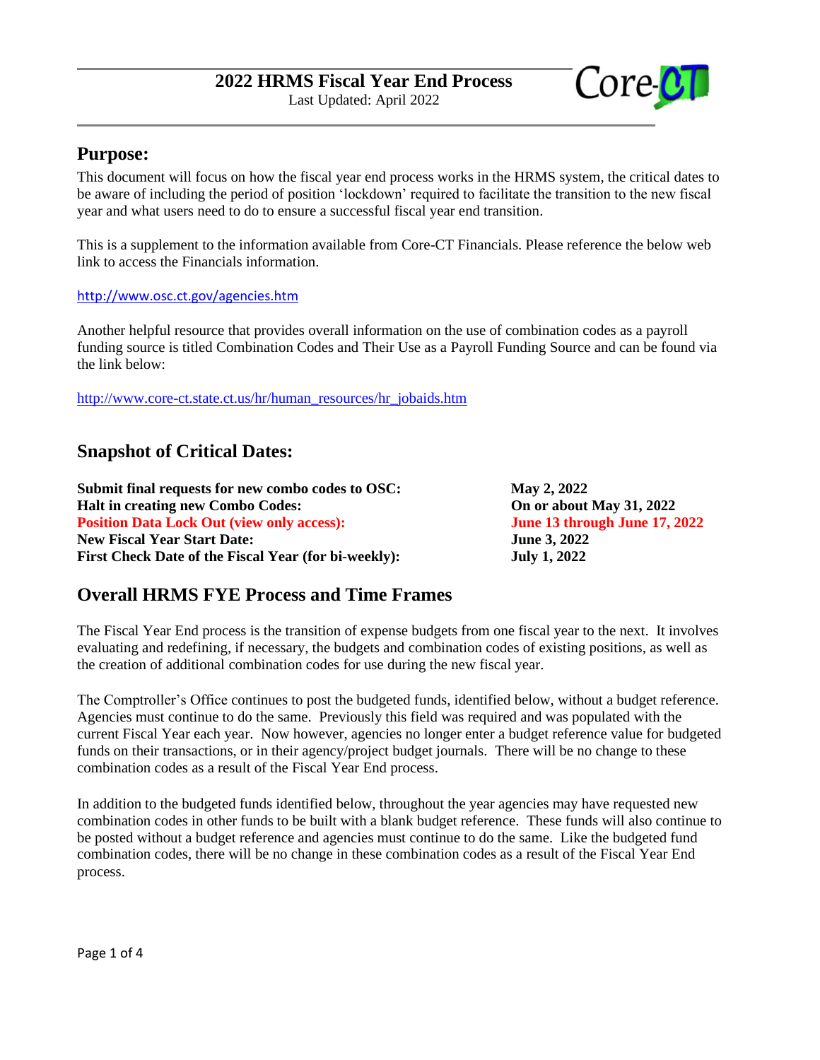# 2022 HRMS Fiscal Year End Process

Last Updated: April 2022

## Purpose:

This document will focus on how the fiscal year end process works in the HRMS system, the critical dates to be aware of including the period of position 'lockdown' required to facilitate the transition to the new fiscal year and what users need to do to ensure a successful fiscal year end transition.

This is a supplement to the information available from Core-CT Financials. Please reference the below web link to access the Financials information.

http://www.osc.ct.gov/agencies.htm

Another helpful resource that provides overall information on the use of combination codes as a payroll funding source is titled Combination Codes and Their Use as a Payroll Funding Source and can be found via the link below:

http://www.core-ct.state.ct.us/hr/human_resources/hr_jobaids.htm

## Snapshot of Critical Dates:

| | |
|---|---|
| **Submit final requests for new combo codes to OSC:** | **May 2, 2022** |
| **Halt in creating new Combo Codes:** | **On or about May 31, 2022** |
| **Position Data Lock Out (view only access):** | **June 13 through June 17, 2022** |
| **New Fiscal Year Start Date:** | **June 3, 2022** |
| **First Check Date of the Fiscal Year (for bi-weekly):** | **July 1, 2022** |

## Overall HRMS FYE Process and Time Frames

The Fiscal Year End process is the transition of expense budgets from one fiscal year to the next. It involves evaluating and redefining, if necessary, the budgets and combination codes of existing positions, as well as the creation of additional combination codes for use during the new fiscal year.

The Comptroller's Office continues to post the budgeted funds, identified below, without a budget reference. Agencies must continue to do the same. Previously this field was required and was populated with the current Fiscal Year each year. Now however, agencies no longer enter a budget reference value for budgeted funds on their transactions, or in their agency/project budget journals. There will be no change to these combination codes as a result of the Fiscal Year End process.

In addition to the budgeted funds identified below, throughout the year agencies may have requested new combination codes in other funds to be built with a blank budget reference. These funds will also continue to be posted without a budget reference and agencies must continue to do the same. Like the budgeted fund combination codes, there will be no change in these combination codes as a result of the Fiscal Year End process.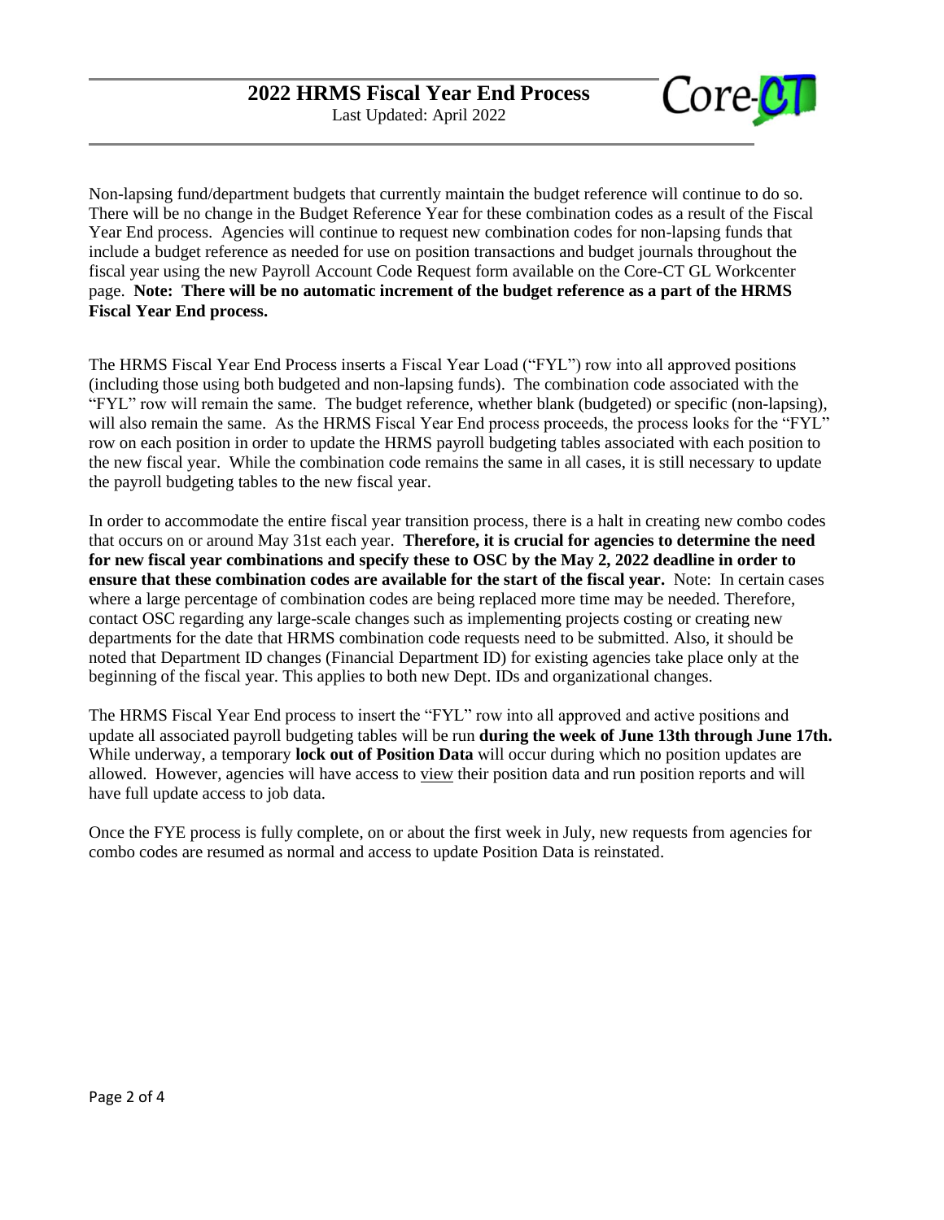Non-lapsing fund/department budgets that currently maintain the budget reference will continue to do so. There will be no change in the Budget Reference Year for these combination codes as a result of the Fiscal Year End process. Agencies will continue to request new combination codes for non-lapsing funds that include a budget reference as needed for use on position transactions and budget journals throughout the fiscal year using the new Payroll Account Code Request form available on the Core-CT GL Workcenter page. **Note: There will be no automatic increment of the budget reference as a part of the HRMS Fiscal Year End process.**

The HRMS Fiscal Year End Process inserts a Fiscal Year Load ("FYL") row into all approved positions (including those using both budgeted and non-lapsing funds). The combination code associated with the "FYL" row will remain the same. The budget reference, whether blank (budgeted) or specific (non-lapsing), will also remain the same. As the HRMS Fiscal Year End process proceeds, the process looks for the "FYL" row on each position in order to update the HRMS payroll budgeting tables associated with each position to the new fiscal year. While the combination code remains the same in all cases, it is still necessary to update the payroll budgeting tables to the new fiscal year.

In order to accommodate the entire fiscal year transition process, there is a halt in creating new combo codes that occurs on or around May 31st each year. **Therefore, it is crucial for agencies to determine the need for new fiscal year combinations and specify these to OSC by the May 2, 2022 deadline in order to ensure that these combination codes are available for the start of the fiscal year.** Note: In certain cases where a large percentage of combination codes are being replaced more time may be needed. Therefore, contact OSC regarding any large-scale changes such as implementing projects costing or creating new departments for the date that HRMS combination code requests need to be submitted. Also, it should be noted that Department ID changes (Financial Department ID) for existing agencies take place only at the beginning of the fiscal year. This applies to both new Dept. IDs and organizational changes.

The HRMS Fiscal Year End process to insert the "FYL" row into all approved and active positions and update all associated payroll budgeting tables will be run **during the week of June 13th through June 17th.** While underway, a temporary **lock out of Position Data** will occur during which no position updates are allowed. However, agencies will have access to view their position data and run position reports and will have full update access to job data.

Once the FYE process is fully complete, on or about the first week in July, new requests from agencies for combo codes are resumed as normal and access to update Position Data is reinstated.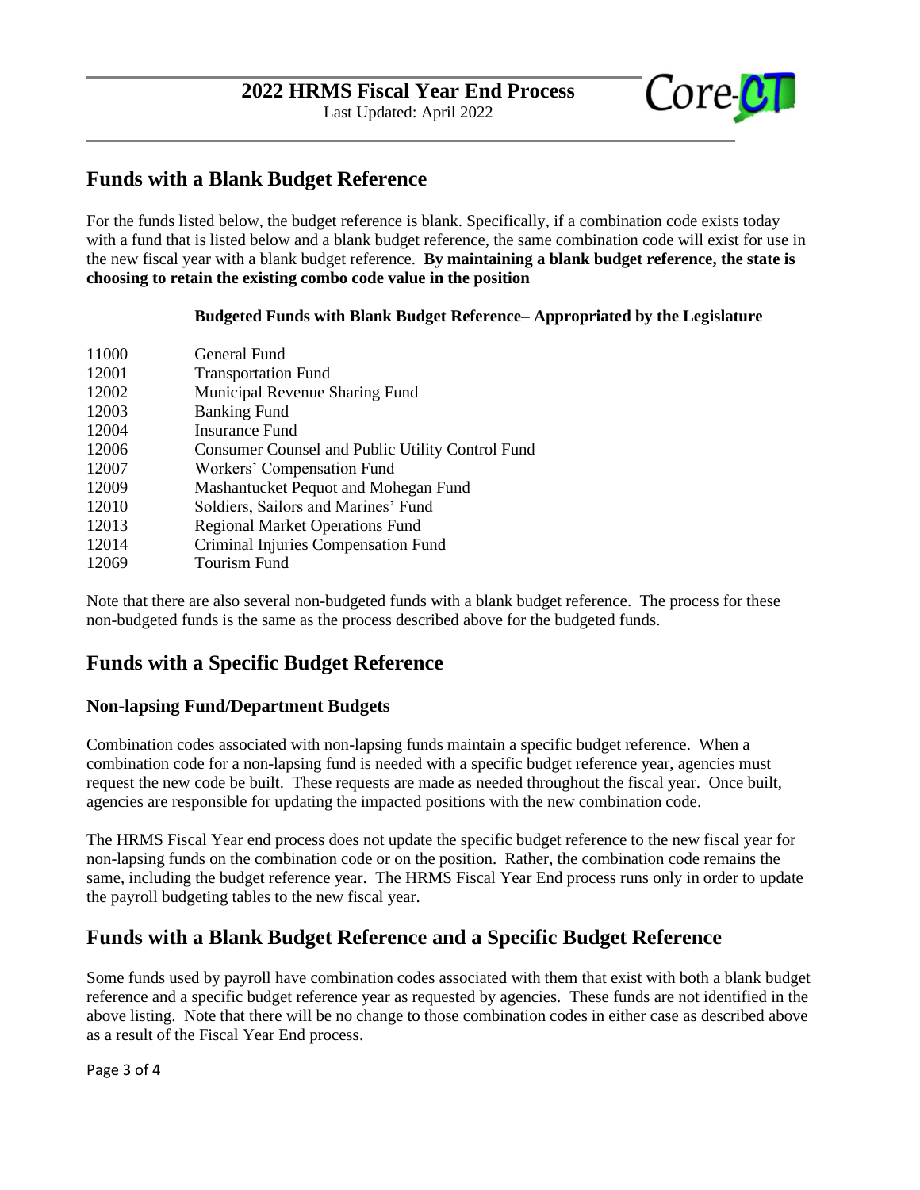## Funds with a Blank Budget Reference

For the funds listed below, the budget reference is blank. Specifically, if a combination code exists today with a fund that is listed below and a blank budget reference, the same combination code will exist for use in the new fiscal year with a blank budget reference. **By maintaining a blank budget reference, the state is choosing to retain the existing combo code value in the position**

**Budgeted Funds with Blank Budget Reference– Appropriated by the Legislature**

| | |
|---|---|
| 11000 | General Fund |
| 12001 | Transportation Fund |
| 12002 | Municipal Revenue Sharing Fund |
| 12003 | Banking Fund |
| 12004 | Insurance Fund |
| 12006 | Consumer Counsel and Public Utility Control Fund |
| 12007 | Workers' Compensation Fund |
| 12009 | Mashantucket Pequot and Mohegan Fund |
| 12010 | Soldiers, Sailors and Marines' Fund |
| 12013 | Regional Market Operations Fund |
| 12014 | Criminal Injuries Compensation Fund |
| 12069 | Tourism Fund |

Note that there are also several non-budgeted funds with a blank budget reference. The process for these non-budgeted funds is the same as the process described above for the budgeted funds.

## Funds with a Specific Budget Reference

### Non-lapsing Fund/Department Budgets

Combination codes associated with non-lapsing funds maintain a specific budget reference. When a combination code for a non-lapsing fund is needed with a specific budget reference year, agencies must request the new code be built. These requests are made as needed throughout the fiscal year. Once built, agencies are responsible for updating the impacted positions with the new combination code.

The HRMS Fiscal Year end process does not update the specific budget reference to the new fiscal year for non-lapsing funds on the combination code or on the position. Rather, the combination code remains the same, including the budget reference year. The HRMS Fiscal Year End process runs only in order to update the payroll budgeting tables to the new fiscal year.

## Funds with a Blank Budget Reference and a Specific Budget Reference

Some funds used by payroll have combination codes associated with them that exist with both a blank budget reference and a specific budget reference year as requested by agencies. These funds are not identified in the above listing. Note that there will be no change to those combination codes in either case as described above as a result of the Fiscal Year End process.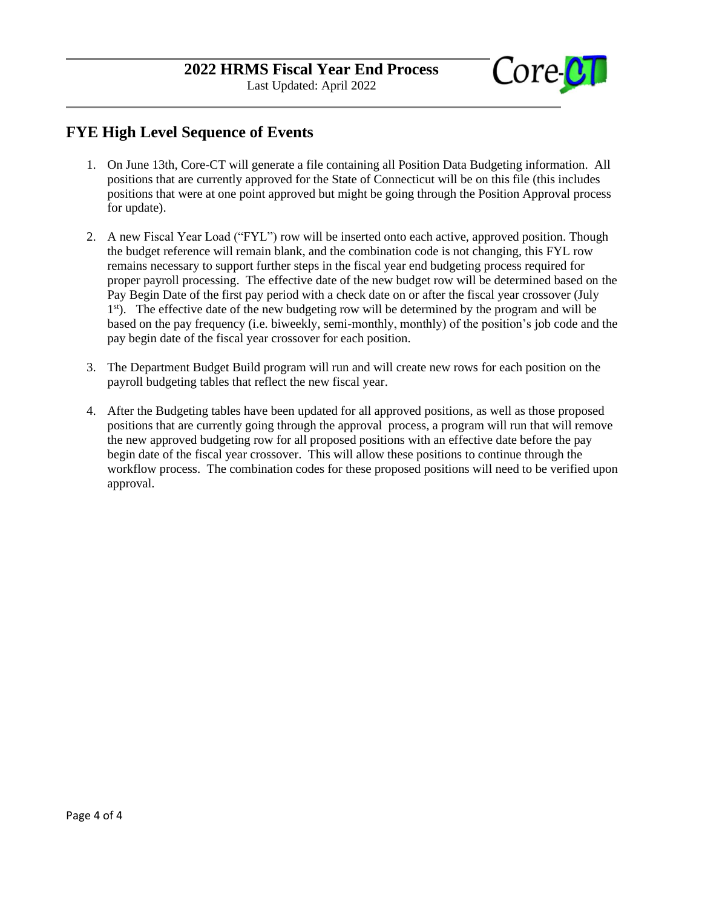## FYE High Level Sequence of Events

1. On June 13th, Core-CT will generate a file containing all Position Data Budgeting information. All positions that are currently approved for the State of Connecticut will be on this file (this includes positions that were at one point approved but might be going through the Position Approval process for update).

2. A new Fiscal Year Load ("FYL") row will be inserted onto each active, approved position. Though the budget reference will remain blank, and the combination code is not changing, this FYL row remains necessary to support further steps in the fiscal year end budgeting process required for proper payroll processing. The effective date of the new budget row will be determined based on the Pay Begin Date of the first pay period with a check date on or after the fiscal year crossover (July 1st). The effective date of the new budgeting row will be determined by the program and will be based on the pay frequency (i.e. biweekly, semi-monthly, monthly) of the position's job code and the pay begin date of the fiscal year crossover for each position.

3. The Department Budget Build program will run and will create new rows for each position on the payroll budgeting tables that reflect the new fiscal year.

4. After the Budgeting tables have been updated for all approved positions, as well as those proposed positions that are currently going through the approval process, a program will run that will remove the new approved budgeting row for all proposed positions with an effective date before the pay begin date of the fiscal year crossover. This will allow these positions to continue through the workflow process. The combination codes for these proposed positions will need to be verified upon approval.